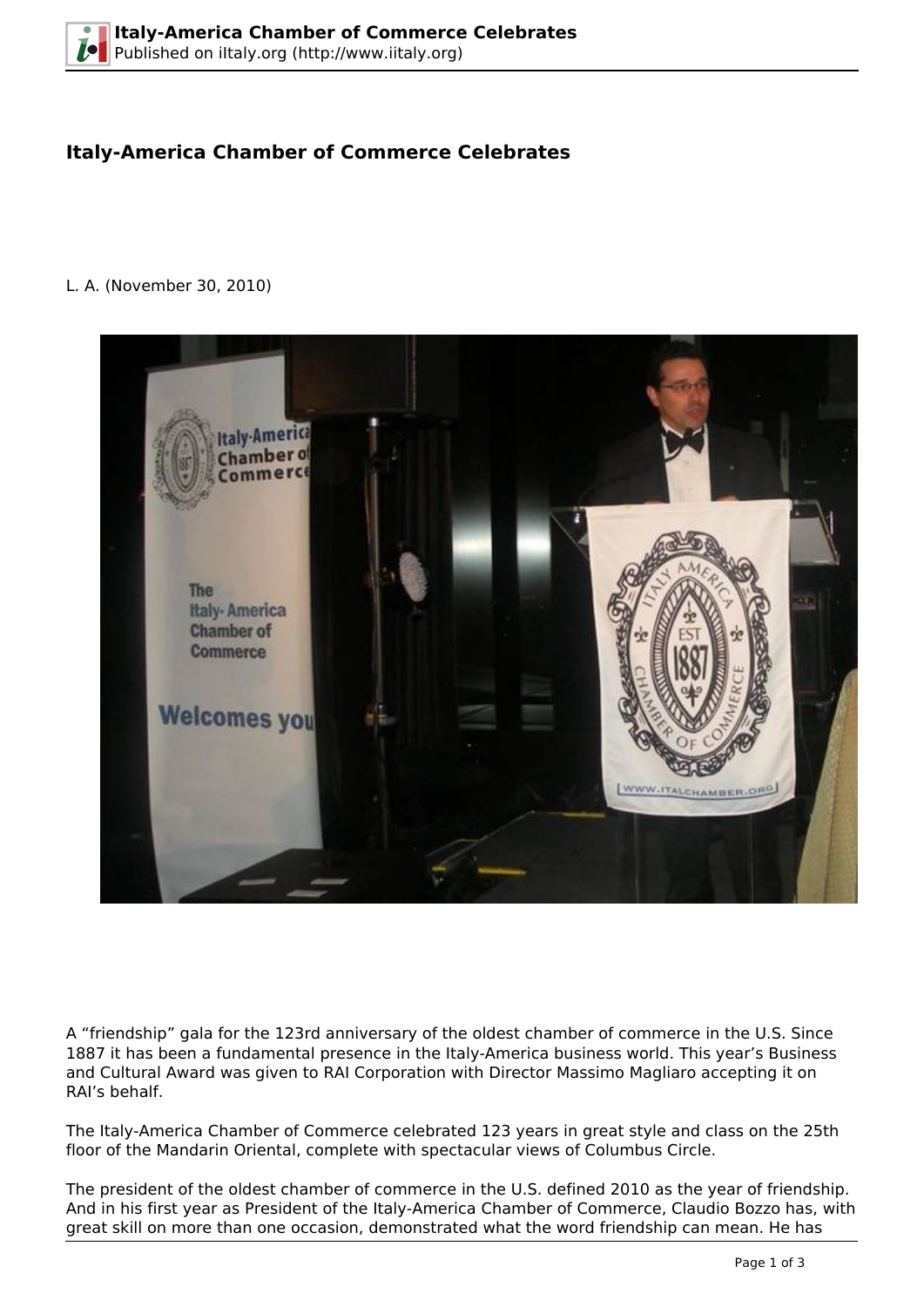# Italy-America Chamber of Commerce Celebrates

L. A. (November 30, 2010)

A “friendship” gala for the 123rd anniversary of the oldest chamber of commerce in the U.S. Since 1887 it has been a fundamental presence in the Italy-America business world. This year’s Business and Cultural Award was given to RAI Corporation with Director Massimo Magliaro accepting it on RAI’s behalf.

The Italy-America Chamber of Commerce celebrated 123 years in great style and class on the 25th floor of the Mandarin Oriental, complete with spectacular views of Columbus Circle.

The president of the oldest chamber of commerce in the U.S. defined 2010 as the year of friendship. And in his first year as President of the Italy-America Chamber of Commerce, Claudio Bozzo has, with great skill on more than one occasion, demonstrated what the word friendship can mean. He has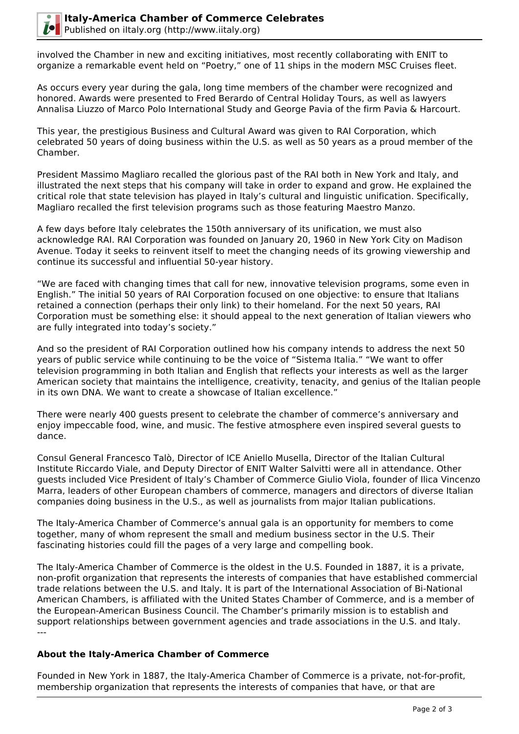involved the Chamber in new and exciting initiatives, most recently collaborating with ENIT to organize a remarkable event held on “Poetry,” one of 11 ships in the modern MSC Cruises fleet.

As occurs every year during the gala, long time members of the chamber were recognized and honored. Awards were presented to Fred Berardo of Central Holiday Tours, as well as lawyers Annalisa Liuzzo of Marco Polo International Study and George Pavia of the firm Pavia & Harcourt.

This year, the prestigious Business and Cultural Award was given to RAI Corporation, which celebrated 50 years of doing business within the U.S. as well as 50 years as a proud member of the Chamber.

President Massimo Magliaro recalled the glorious past of the RAI both in New York and Italy, and illustrated the next steps that his company will take in order to expand and grow. He explained the critical role that state television has played in Italy’s cultural and linguistic unification. Specifically, Magliaro recalled the first television programs such as those featuring Maestro Manzo.

A few days before Italy celebrates the 150th anniversary of its unification, we must also acknowledge RAI. RAI Corporation was founded on January 20, 1960 in New York City on Madison Avenue. Today it seeks to reinvent itself to meet the changing needs of its growing viewership and continue its successful and influential 50-year history.

“We are faced with changing times that call for new, innovative television programs, some even in English.” The initial 50 years of RAI Corporation focused on one objective: to ensure that Italians retained a connection (perhaps their only link) to their homeland. For the next 50 years, RAI Corporation must be something else: it should appeal to the next generation of Italian viewers who are fully integrated into today’s society.”

And so the president of RAI Corporation outlined how his company intends to address the next 50 years of public service while continuing to be the voice of “Sistema Italia.” “We want to offer television programming in both Italian and English that reflects your interests as well as the larger American society that maintains the intelligence, creativity, tenacity, and genius of the Italian people in its own DNA. We want to create a showcase of Italian excellence.”

There were nearly 400 guests present to celebrate the chamber of commerce’s anniversary and enjoy impeccable food, wine, and music. The festive atmosphere even inspired several guests to dance.

Consul General Francesco Talò, Director of ICE Aniello Musella, Director of the Italian Cultural Institute Riccardo Viale, and Deputy Director of ENIT Walter Salvitti were all in attendance. Other guests included Vice President of Italy’s Chamber of Commerce Giulio Viola, founder of Ilica Vincenzo Marra, leaders of other European chambers of commerce, managers and directors of diverse Italian companies doing business in the U.S., as well as journalists from major Italian publications.

The Italy-America Chamber of Commerce’s annual gala is an opportunity for members to come together, many of whom represent the small and medium business sector in the U.S. Their fascinating histories could fill the pages of a very large and compelling book.

The Italy-America Chamber of Commerce is the oldest in the U.S. Founded in 1887, it is a private, non-profit organization that represents the interests of companies that have established commercial trade relations between the U.S. and Italy. It is part of the International Association of Bi-National American Chambers, is affiliated with the United States Chamber of Commerce, and is a member of the European-American Business Council. The Chamber’s primarily mission is to establish and support relationships between government agencies and trade associations in the U.S. and Italy.

---

**About the Italy-America Chamber of Commerce**

Founded in New York in 1887, the Italy-America Chamber of Commerce is a private, not-for-profit, membership organization that represents the interests of companies that have, or that are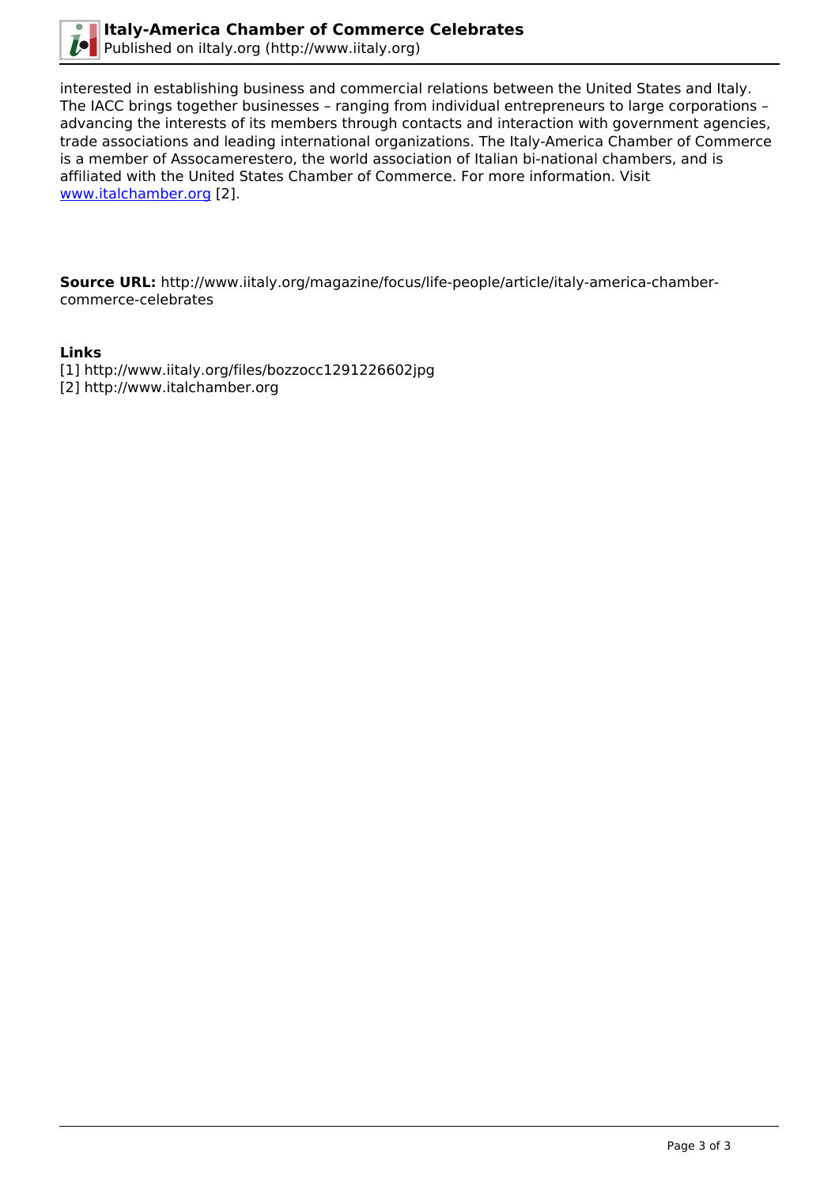interested in establishing business and commercial relations between the United States and Italy. The IACC brings together businesses – ranging from individual entrepreneurs to large corporations – advancing the interests of its members through contacts and interaction with government agencies, trade associations and leading international organizations. The Italy-America Chamber of Commerce is a member of Assocamerestero, the world association of Italian bi-national chambers, and is affiliated with the United States Chamber of Commerce. For more information. Visit www.italchamber.org [2].

**Source URL:** http://www.iitaly.org/magazine/focus/life-people/article/italy-america-chamber-commerce-celebrates

**Links**

[1] http://www.iitaly.org/files/bozzocc1291226602jpg
[2] http://www.italchamber.org